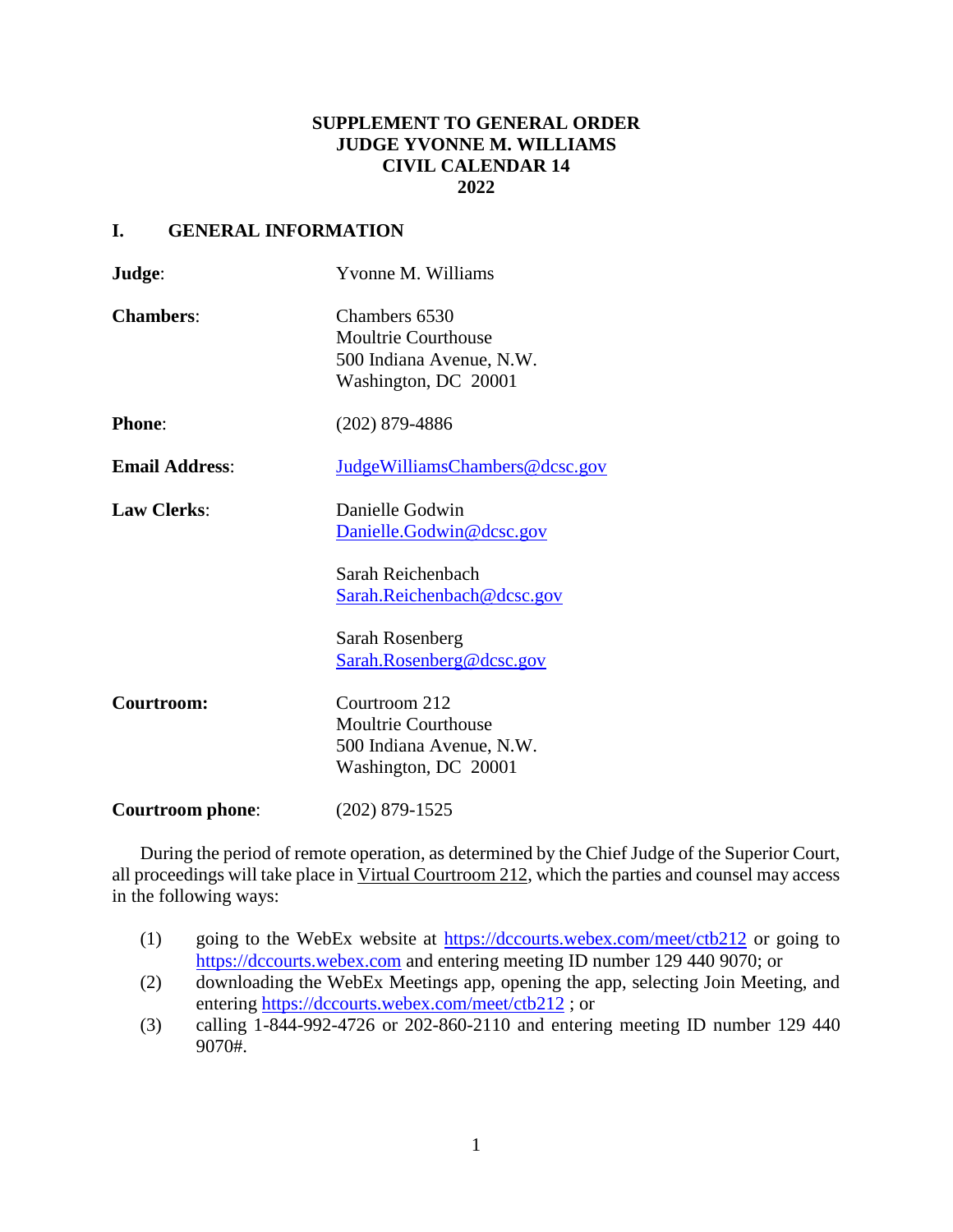# SUPPLEMENT TO GENERAL ORDER
# JUDGE YVONNE M. WILLIAMS
# CIVIL CALENDAR 14
# 2022

## I. GENERAL INFORMATION

**Judge**: Yvonne M. Williams

**Chambers**: Chambers 6530
Moultrie Courthouse
500 Indiana Avenue, N.W.
Washington, DC 20001

**Phone**: (202) 879-4886

**Email Address**: JudgeWilliamsChambers@dcsc.gov

**Law Clerks**: Danielle Godwin
Danielle.Godwin@dcsc.gov

Sarah Reichenbach
Sarah.Reichenbach@dcsc.gov

Sarah Rosenberg
Sarah.Rosenberg@dcsc.gov

**Courtroom:** Courtroom 212
Moultrie Courthouse
500 Indiana Avenue, N.W.
Washington, DC 20001

**Courtroom phone**: (202) 879-1525

During the period of remote operation, as determined by the Chief Judge of the Superior Court, all proceedings will take place in Virtual Courtroom 212, which the parties and counsel may access in the following ways:

(1) going to the WebEx website at https://dccourts.webex.com/meet/ctb212 or going to https://dccourts.webex.com and entering meeting ID number 129 440 9070; or
(2) downloading the WebEx Meetings app, opening the app, selecting Join Meeting, and entering https://dccourts.webex.com/meet/ctb212 ; or
(3) calling 1-844-992-4726 or 202-860-2110 and entering meeting ID number 129 440 9070#.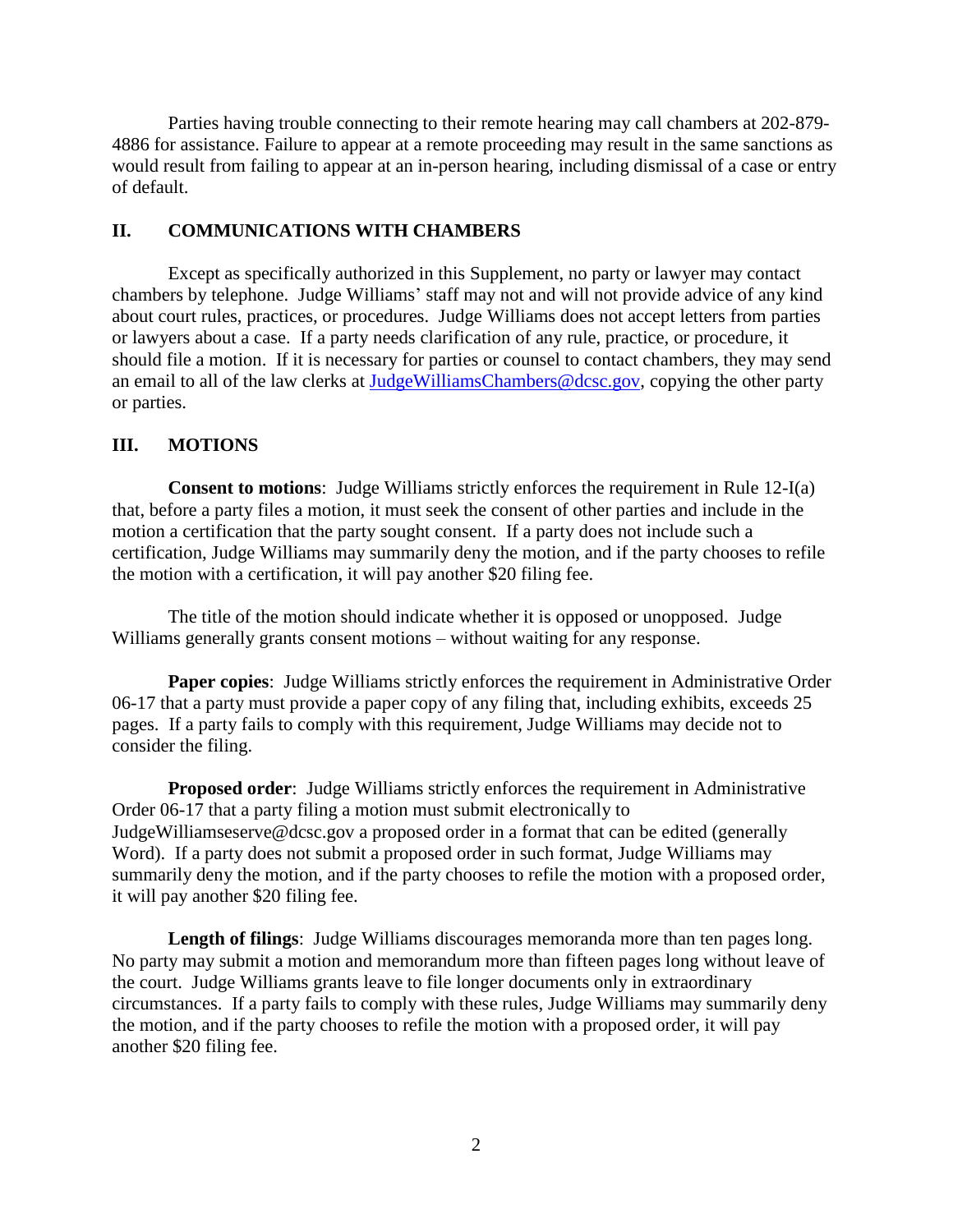Parties having trouble connecting to their remote hearing may call chambers at 202-879-4886 for assistance. Failure to appear at a remote proceeding may result in the same sanctions as would result from failing to appear at an in-person hearing, including dismissal of a case or entry of default.

## II. COMMUNICATIONS WITH CHAMBERS

Except as specifically authorized in this Supplement, no party or lawyer may contact chambers by telephone. Judge Williams' staff may not and will not provide advice of any kind about court rules, practices, or procedures. Judge Williams does not accept letters from parties or lawyers about a case. If a party needs clarification of any rule, practice, or procedure, it should file a motion. If it is necessary for parties or counsel to contact chambers, they may send an email to all of the law clerks at JudgeWilliamsChambers@dcsc.gov, copying the other party or parties.

## III. MOTIONS

**Consent to motions**: Judge Williams strictly enforces the requirement in Rule 12-I(a) that, before a party files a motion, it must seek the consent of other parties and include in the motion a certification that the party sought consent. If a party does not include such a certification, Judge Williams may summarily deny the motion, and if the party chooses to refile the motion with a certification, it will pay another $20 filing fee.

The title of the motion should indicate whether it is opposed or unopposed. Judge Williams generally grants consent motions – without waiting for any response.

**Paper copies**: Judge Williams strictly enforces the requirement in Administrative Order 06-17 that a party must provide a paper copy of any filing that, including exhibits, exceeds 25 pages. If a party fails to comply with this requirement, Judge Williams may decide not to consider the filing.

**Proposed order**: Judge Williams strictly enforces the requirement in Administrative Order 06-17 that a party filing a motion must submit electronically to JudgeWilliamseserve@dcsc.gov a proposed order in a format that can be edited (generally Word). If a party does not submit a proposed order in such format, Judge Williams may summarily deny the motion, and if the party chooses to refile the motion with a proposed order, it will pay another $20 filing fee.

**Length of filings**: Judge Williams discourages memoranda more than ten pages long. No party may submit a motion and memorandum more than fifteen pages long without leave of the court. Judge Williams grants leave to file longer documents only in extraordinary circumstances. If a party fails to comply with these rules, Judge Williams may summarily deny the motion, and if the party chooses to refile the motion with a proposed order, it will pay another $20 filing fee.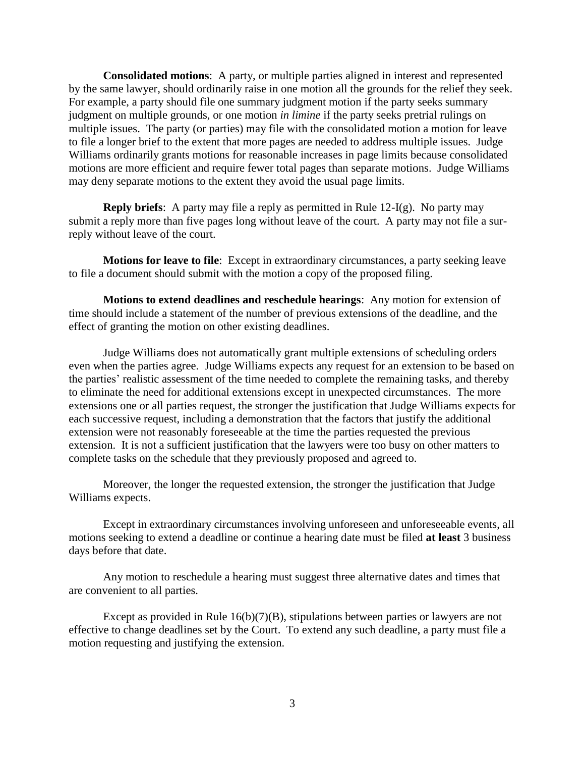**Consolidated motions**: A party, or multiple parties aligned in interest and represented by the same lawyer, should ordinarily raise in one motion all the grounds for the relief they seek. For example, a party should file one summary judgment motion if the party seeks summary judgment on multiple grounds, or one motion *in limine* if the party seeks pretrial rulings on multiple issues. The party (or parties) may file with the consolidated motion a motion for leave to file a longer brief to the extent that more pages are needed to address multiple issues. Judge Williams ordinarily grants motions for reasonable increases in page limits because consolidated motions are more efficient and require fewer total pages than separate motions. Judge Williams may deny separate motions to the extent they avoid the usual page limits.

**Reply briefs**: A party may file a reply as permitted in Rule 12-I(g). No party may submit a reply more than five pages long without leave of the court. A party may not file a sur-reply without leave of the court.

**Motions for leave to file**: Except in extraordinary circumstances, a party seeking leave to file a document should submit with the motion a copy of the proposed filing.

**Motions to extend deadlines and reschedule hearings**: Any motion for extension of time should include a statement of the number of previous extensions of the deadline, and the effect of granting the motion on other existing deadlines.

Judge Williams does not automatically grant multiple extensions of scheduling orders even when the parties agree. Judge Williams expects any request for an extension to be based on the parties' realistic assessment of the time needed to complete the remaining tasks, and thereby to eliminate the need for additional extensions except in unexpected circumstances. The more extensions one or all parties request, the stronger the justification that Judge Williams expects for each successive request, including a demonstration that the factors that justify the additional extension were not reasonably foreseeable at the time the parties requested the previous extension. It is not a sufficient justification that the lawyers were too busy on other matters to complete tasks on the schedule that they previously proposed and agreed to.

Moreover, the longer the requested extension, the stronger the justification that Judge Williams expects.

Except in extraordinary circumstances involving unforeseen and unforeseeable events, all motions seeking to extend a deadline or continue a hearing date must be filed **at least** 3 business days before that date.

Any motion to reschedule a hearing must suggest three alternative dates and times that are convenient to all parties.

Except as provided in Rule 16(b)(7)(B), stipulations between parties or lawyers are not effective to change deadlines set by the Court. To extend any such deadline, a party must file a motion requesting and justifying the extension.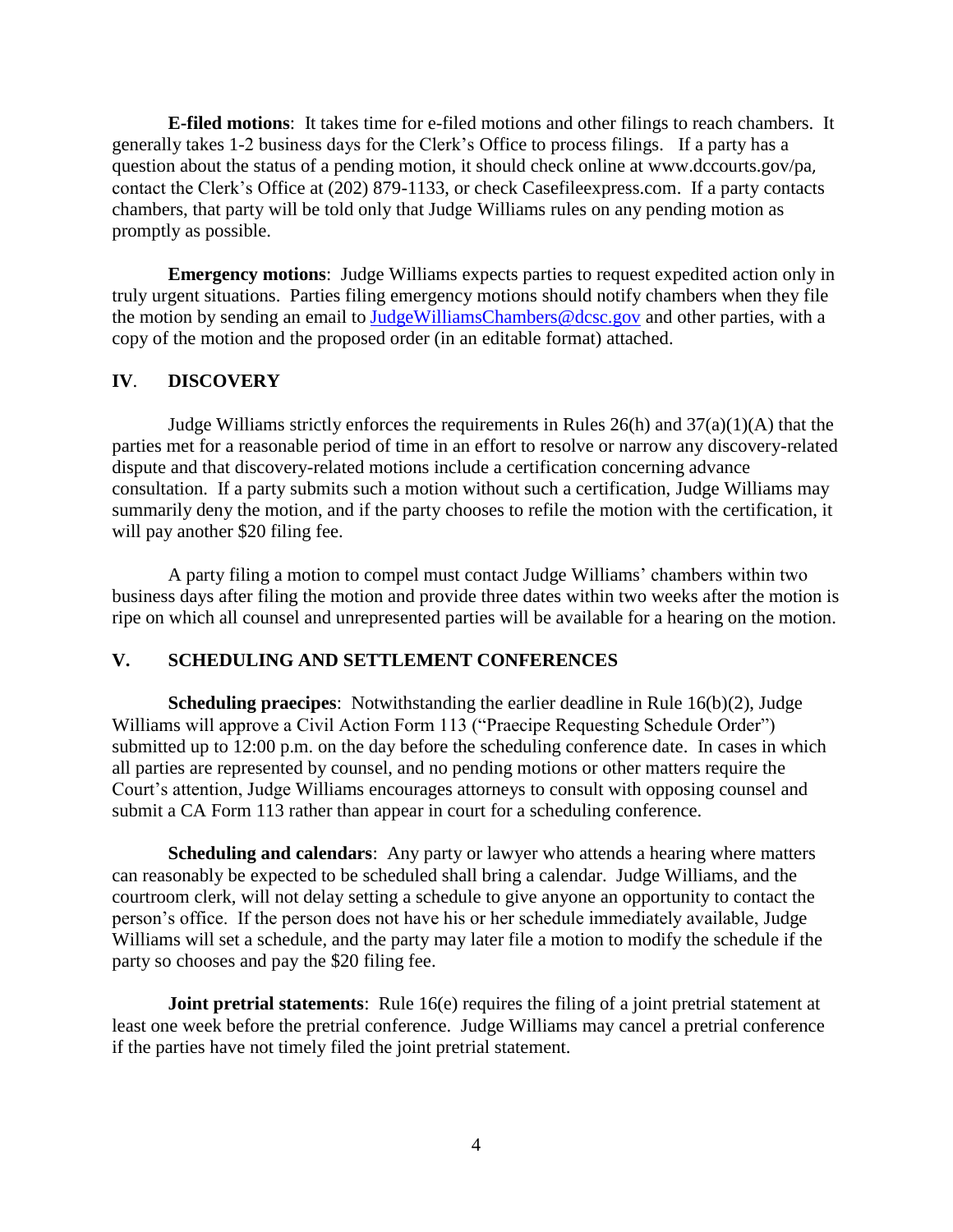**E-filed motions**: It takes time for e-filed motions and other filings to reach chambers. It generally takes 1-2 business days for the Clerk's Office to process filings. If a party has a question about the status of a pending motion, it should check online at www.dccourts.gov/pa, contact the Clerk's Office at (202) 879-1133, or check Casefileexpress.com. If a party contacts chambers, that party will be told only that Judge Williams rules on any pending motion as promptly as possible.

**Emergency motions**: Judge Williams expects parties to request expedited action only in truly urgent situations. Parties filing emergency motions should notify chambers when they file the motion by sending an email to JudgeWilliamsChambers@dcsc.gov and other parties, with a copy of the motion and the proposed order (in an editable format) attached.

## IV. DISCOVERY

Judge Williams strictly enforces the requirements in Rules 26(h) and 37(a)(1)(A) that the parties met for a reasonable period of time in an effort to resolve or narrow any discovery-related dispute and that discovery-related motions include a certification concerning advance consultation. If a party submits such a motion without such a certification, Judge Williams may summarily deny the motion, and if the party chooses to refile the motion with the certification, it will pay another $20 filing fee.

A party filing a motion to compel must contact Judge Williams' chambers within two business days after filing the motion and provide three dates within two weeks after the motion is ripe on which all counsel and unrepresented parties will be available for a hearing on the motion.

## V. SCHEDULING AND SETTLEMENT CONFERENCES

**Scheduling praecipes**: Notwithstanding the earlier deadline in Rule 16(b)(2), Judge Williams will approve a Civil Action Form 113 ("Praecipe Requesting Schedule Order") submitted up to 12:00 p.m. on the day before the scheduling conference date. In cases in which all parties are represented by counsel, and no pending motions or other matters require the Court's attention, Judge Williams encourages attorneys to consult with opposing counsel and submit a CA Form 113 rather than appear in court for a scheduling conference.

**Scheduling and calendars**: Any party or lawyer who attends a hearing where matters can reasonably be expected to be scheduled shall bring a calendar. Judge Williams, and the courtroom clerk, will not delay setting a schedule to give anyone an opportunity to contact the person's office. If the person does not have his or her schedule immediately available, Judge Williams will set a schedule, and the party may later file a motion to modify the schedule if the party so chooses and pay the $20 filing fee.

**Joint pretrial statements**: Rule 16(e) requires the filing of a joint pretrial statement at least one week before the pretrial conference. Judge Williams may cancel a pretrial conference if the parties have not timely filed the joint pretrial statement.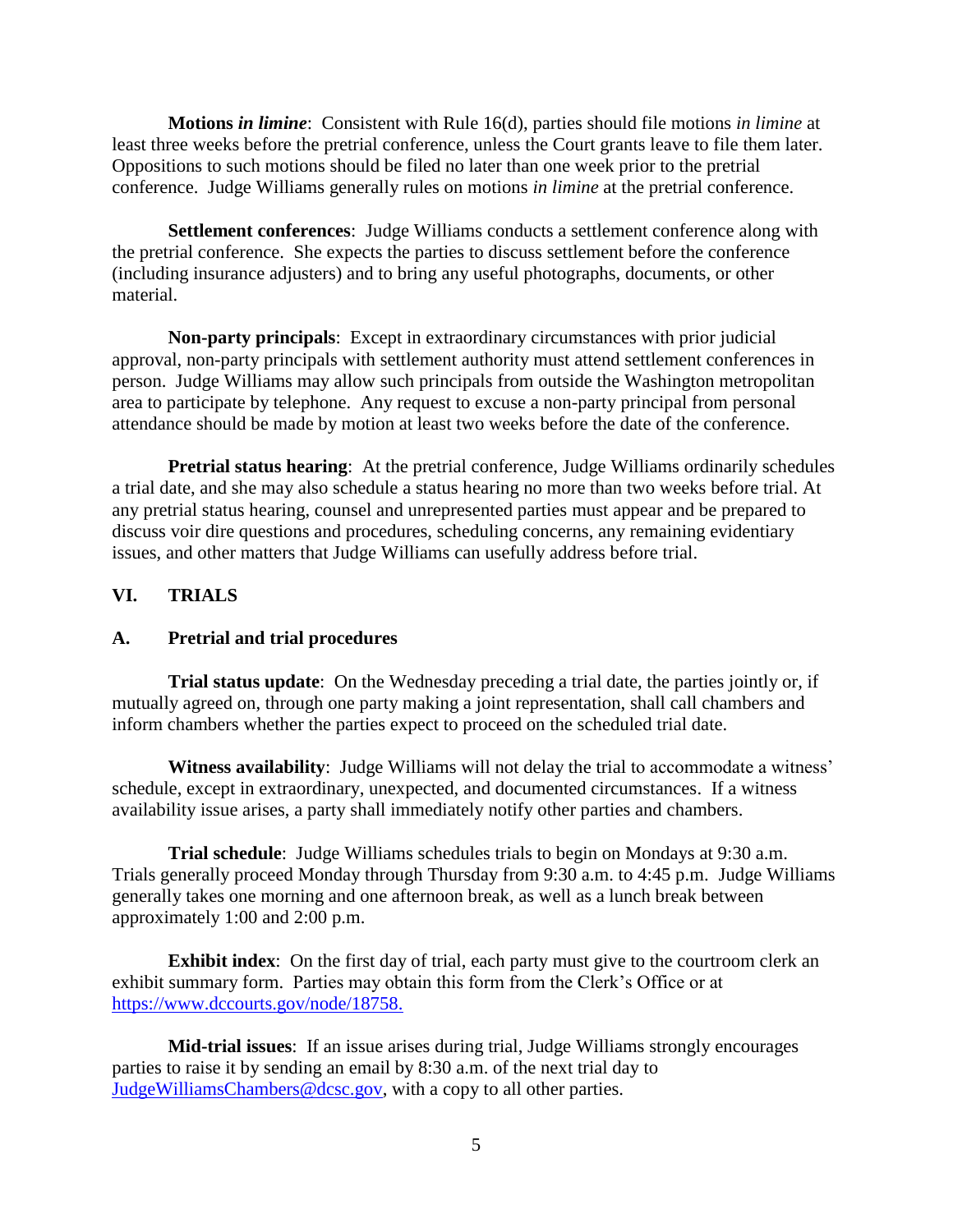**Motions *in limine***: Consistent with Rule 16(d), parties should file motions *in limine* at least three weeks before the pretrial conference, unless the Court grants leave to file them later. Oppositions to such motions should be filed no later than one week prior to the pretrial conference. Judge Williams generally rules on motions *in limine* at the pretrial conference.

**Settlement conferences**: Judge Williams conducts a settlement conference along with the pretrial conference. She expects the parties to discuss settlement before the conference (including insurance adjusters) and to bring any useful photographs, documents, or other material.

**Non-party principals**: Except in extraordinary circumstances with prior judicial approval, non-party principals with settlement authority must attend settlement conferences in person. Judge Williams may allow such principals from outside the Washington metropolitan area to participate by telephone. Any request to excuse a non-party principal from personal attendance should be made by motion at least two weeks before the date of the conference.

**Pretrial status hearing**: At the pretrial conference, Judge Williams ordinarily schedules a trial date, and she may also schedule a status hearing no more than two weeks before trial. At any pretrial status hearing, counsel and unrepresented parties must appear and be prepared to discuss voir dire questions and procedures, scheduling concerns, any remaining evidentiary issues, and other matters that Judge Williams can usefully address before trial.

## VI. TRIALS

### A. Pretrial and trial procedures

**Trial status update**: On the Wednesday preceding a trial date, the parties jointly or, if mutually agreed on, through one party making a joint representation, shall call chambers and inform chambers whether the parties expect to proceed on the scheduled trial date.

**Witness availability**: Judge Williams will not delay the trial to accommodate a witness' schedule, except in extraordinary, unexpected, and documented circumstances. If a witness availability issue arises, a party shall immediately notify other parties and chambers.

**Trial schedule**: Judge Williams schedules trials to begin on Mondays at 9:30 a.m. Trials generally proceed Monday through Thursday from 9:30 a.m. to 4:45 p.m. Judge Williams generally takes one morning and one afternoon break, as well as a lunch break between approximately 1:00 and 2:00 p.m.

**Exhibit index**: On the first day of trial, each party must give to the courtroom clerk an exhibit summary form. Parties may obtain this form from the Clerk's Office or at https://www.dccourts.gov/node/18758.

**Mid-trial issues**: If an issue arises during trial, Judge Williams strongly encourages parties to raise it by sending an email by 8:30 a.m. of the next trial day to JudgeWilliamsChambers@dcsc.gov, with a copy to all other parties.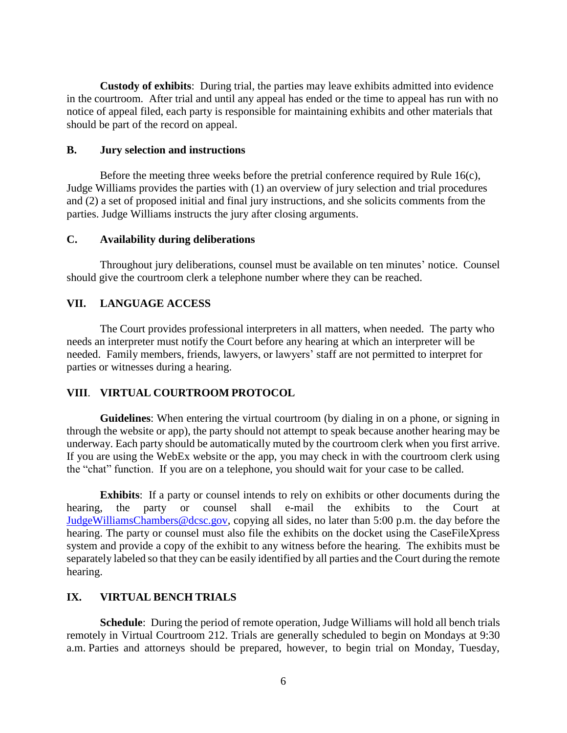**Custody of exhibits**: During trial, the parties may leave exhibits admitted into evidence in the courtroom. After trial and until any appeal has ended or the time to appeal has run with no notice of appeal filed, each party is responsible for maintaining exhibits and other materials that should be part of the record on appeal.

### B. Jury selection and instructions

Before the meeting three weeks before the pretrial conference required by Rule 16(c), Judge Williams provides the parties with (1) an overview of jury selection and trial procedures and (2) a set of proposed initial and final jury instructions, and she solicits comments from the parties. Judge Williams instructs the jury after closing arguments.

### C. Availability during deliberations

Throughout jury deliberations, counsel must be available on ten minutes' notice. Counsel should give the courtroom clerk a telephone number where they can be reached.

## VII. LANGUAGE ACCESS

The Court provides professional interpreters in all matters, when needed. The party who needs an interpreter must notify the Court before any hearing at which an interpreter will be needed. Family members, friends, lawyers, or lawyers' staff are not permitted to interpret for parties or witnesses during a hearing.

## VIII. VIRTUAL COURTROOM PROTOCOL

**Guidelines**: When entering the virtual courtroom (by dialing in on a phone, or signing in through the website or app), the party should not attempt to speak because another hearing may be underway. Each party should be automatically muted by the courtroom clerk when you first arrive. If you are using the WebEx website or the app, you may check in with the courtroom clerk using the "chat" function. If you are on a telephone, you should wait for your case to be called.

**Exhibits**: If a party or counsel intends to rely on exhibits or other documents during the hearing, the party or counsel shall e-mail the exhibits to the Court at JudgeWilliamsChambers@dcsc.gov, copying all sides, no later than 5:00 p.m. the day before the hearing. The party or counsel must also file the exhibits on the docket using the CaseFileXpress system and provide a copy of the exhibit to any witness before the hearing. The exhibits must be separately labeled so that they can be easily identified by all parties and the Court during the remote hearing.

## IX. VIRTUAL BENCH TRIALS

**Schedule**: During the period of remote operation, Judge Williams will hold all bench trials remotely in Virtual Courtroom 212. Trials are generally scheduled to begin on Mondays at 9:30 a.m. Parties and attorneys should be prepared, however, to begin trial on Monday, Tuesday,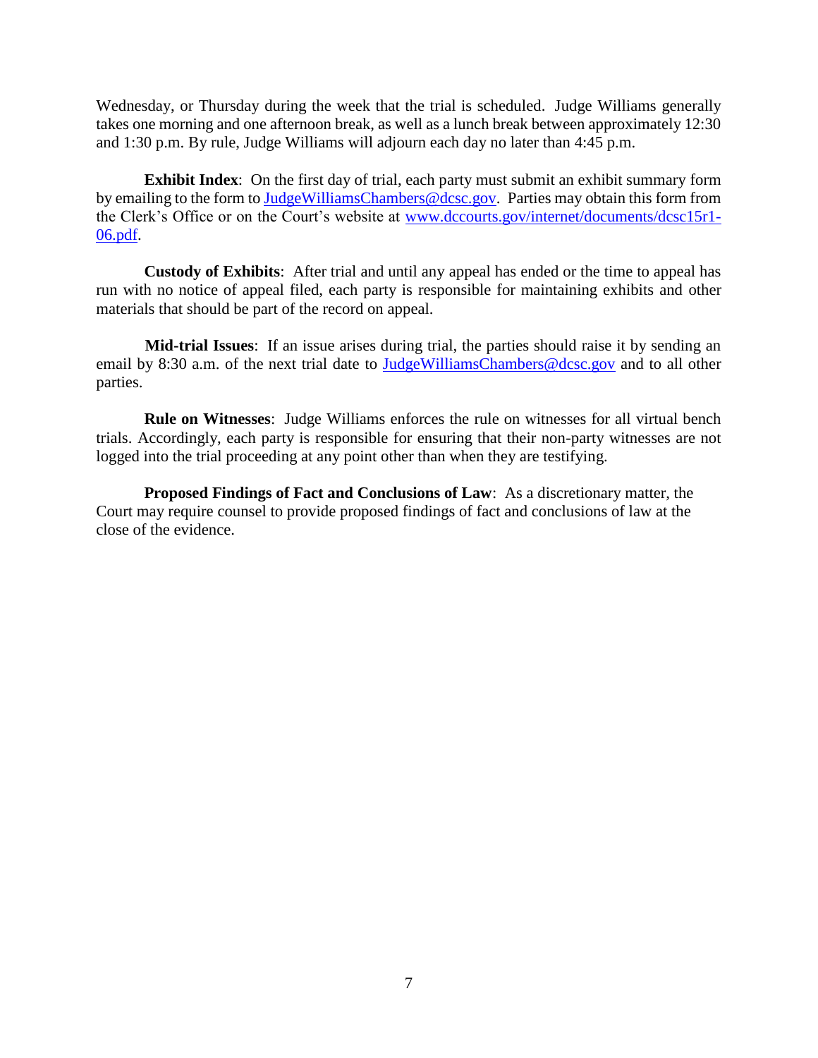Wednesday, or Thursday during the week that the trial is scheduled. Judge Williams generally takes one morning and one afternoon break, as well as a lunch break between approximately 12:30 and 1:30 p.m. By rule, Judge Williams will adjourn each day no later than 4:45 p.m.

**Exhibit Index**: On the first day of trial, each party must submit an exhibit summary form by emailing to the form to JudgeWilliamsChambers@dcsc.gov. Parties may obtain this form from the Clerk's Office or on the Court's website at www.dccourts.gov/internet/documents/dcsc15r1-06.pdf.

**Custody of Exhibits**: After trial and until any appeal has ended or the time to appeal has run with no notice of appeal filed, each party is responsible for maintaining exhibits and other materials that should be part of the record on appeal.

**Mid-trial Issues**: If an issue arises during trial, the parties should raise it by sending an email by 8:30 a.m. of the next trial date to JudgeWilliamsChambers@dcsc.gov and to all other parties.

**Rule on Witnesses**: Judge Williams enforces the rule on witnesses for all virtual bench trials. Accordingly, each party is responsible for ensuring that their non-party witnesses are not logged into the trial proceeding at any point other than when they are testifying.

**Proposed Findings of Fact and Conclusions of Law**: As a discretionary matter, the Court may require counsel to provide proposed findings of fact and conclusions of law at the close of the evidence.